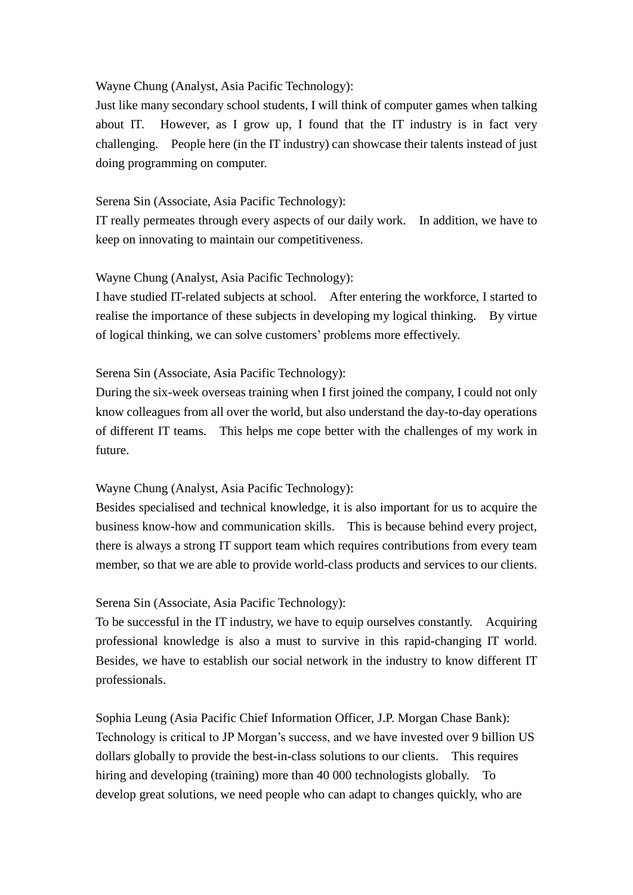Wayne Chung (Analyst, Asia Pacific Technology):
Just like many secondary school students, I will think of computer games when talking about IT. However, as I grow up, I found that the IT industry is in fact very challenging. People here (in the IT industry) can showcase their talents instead of just doing programming on computer.

Serena Sin (Associate, Asia Pacific Technology):
IT really permeates through every aspects of our daily work. In addition, we have to keep on innovating to maintain our competitiveness.

Wayne Chung (Analyst, Asia Pacific Technology):
I have studied IT-related subjects at school. After entering the workforce, I started to realise the importance of these subjects in developing my logical thinking. By virtue of logical thinking, we can solve customers' problems more effectively.

Serena Sin (Associate, Asia Pacific Technology):
During the six-week overseas training when I first joined the company, I could not only know colleagues from all over the world, but also understand the day-to-day operations of different IT teams. This helps me cope better with the challenges of my work in future.

Wayne Chung (Analyst, Asia Pacific Technology):
Besides specialised and technical knowledge, it is also important for us to acquire the business know-how and communication skills. This is because behind every project, there is always a strong IT support team which requires contributions from every team member, so that we are able to provide world-class products and services to our clients.

Serena Sin (Associate, Asia Pacific Technology):
To be successful in the IT industry, we have to equip ourselves constantly. Acquiring professional knowledge is also a must to survive in this rapid-changing IT world. Besides, we have to establish our social network in the industry to know different IT professionals.

Sophia Leung (Asia Pacific Chief Information Officer, J.P. Morgan Chase Bank):
Technology is critical to JP Morgan's success, and we have invested over 9 billion US dollars globally to provide the best-in-class solutions to our clients. This requires hiring and developing (training) more than 40 000 technologists globally. To develop great solutions, we need people who can adapt to changes quickly, who are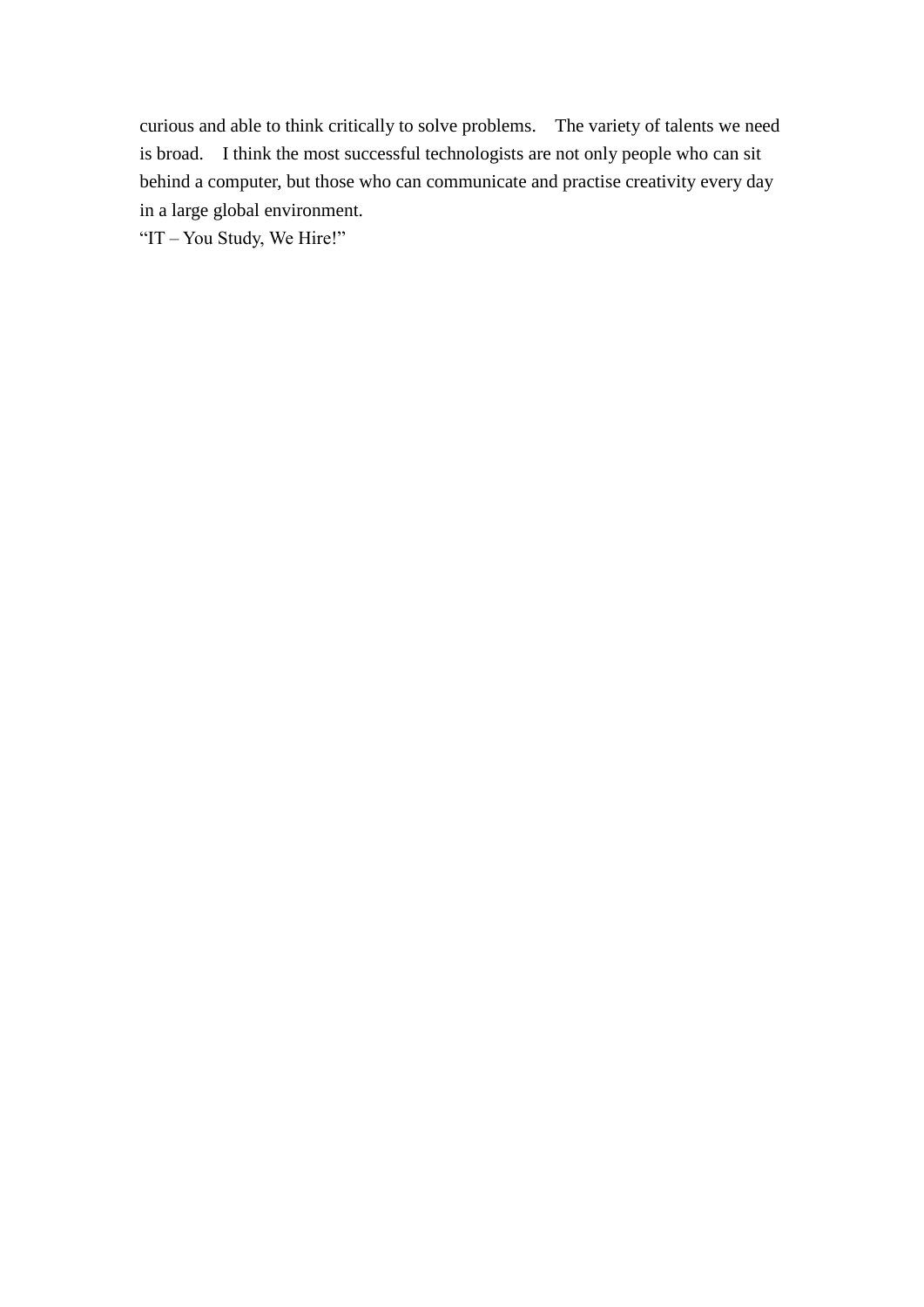curious and able to think critically to solve problems. The variety of talents we need is broad. I think the most successful technologists are not only people who can sit behind a computer, but those who can communicate and practise creativity every day in a large global environment.

"IT – You Study, We Hire!"